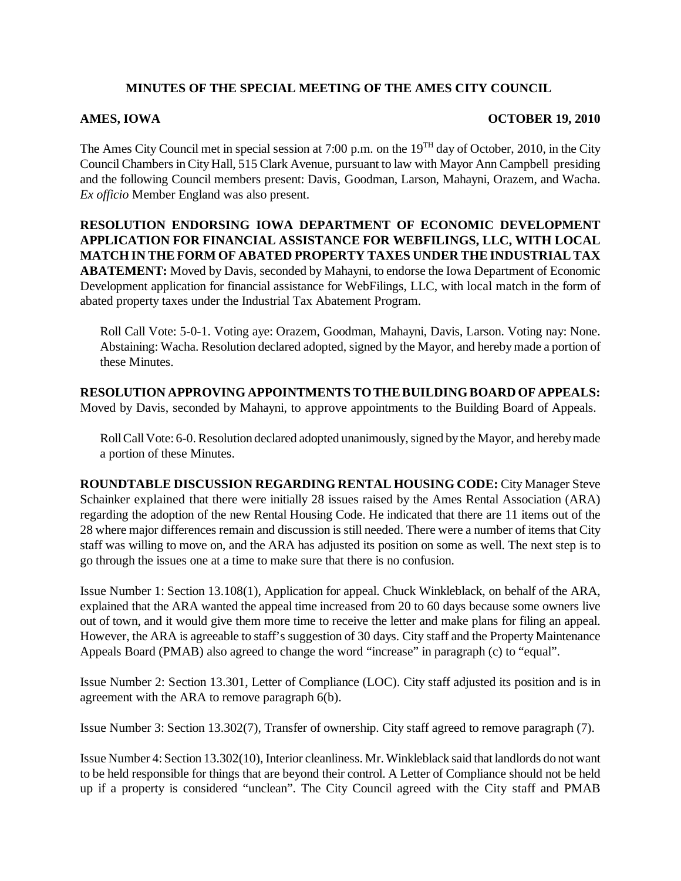**MINUTES OF THE SPECIAL MEETING OF THE AMES CITY COUNCIL**

**AMES, IOWA** **OCTOBER 19, 2010**

The Ames City Council met in special session at 7:00 p.m. on the 19[TH] day of October, 2010, in the City Council Chambers in City Hall, 515 Clark Avenue, pursuant to law with Mayor Ann Campbell presiding and the following Council members present: Davis, Goodman, Larson, Mahayni, Orazem, and Wacha. *Ex officio* Member England was also present.

**RESOLUTION ENDORSING IOWA DEPARTMENT OF ECONOMIC DEVELOPMENT APPLICATION FOR FINANCIAL ASSISTANCE FOR WEBFILINGS, LLC, WITH LOCAL MATCH IN THE FORM OF ABATED PROPERTY TAXES UNDER THE INDUSTRIAL TAX ABATEMENT:** Moved by Davis, seconded by Mahayni, to endorse the Iowa Department of Economic Development application for financial assistance for WebFilings, LLC, with local match in the form of abated property taxes under the Industrial Tax Abatement Program.

Roll Call Vote: 5-0-1. Voting aye: Orazem, Goodman, Mahayni, Davis, Larson. Voting nay: None. Abstaining: Wacha. Resolution declared adopted, signed by the Mayor, and hereby made a portion of these Minutes.

**RESOLUTION APPROVING APPOINTMENTS TO THE BUILDING BOARD OF APPEALS:** Moved by Davis, seconded by Mahayni, to approve appointments to the Building Board of Appeals.

Roll Call Vote: 6-0. Resolution declared adopted unanimously, signed by the Mayor, and hereby made a portion of these Minutes.

**ROUNDTABLE DISCUSSION REGARDING RENTAL HOUSING CODE:** City Manager Steve Schainker explained that there were initially 28 issues raised by the Ames Rental Association (ARA) regarding the adoption of the new Rental Housing Code. He indicated that there are 11 items out of the 28 where major differences remain and discussion is still needed. There were a number of items that City staff was willing to move on, and the ARA has adjusted its position on some as well. The next step is to go through the issues one at a time to make sure that there is no confusion.

Issue Number 1: Section 13.108(1), Application for appeal. Chuck Winkleblack, on behalf of the ARA, explained that the ARA wanted the appeal time increased from 20 to 60 days because some owners live out of town, and it would give them more time to receive the letter and make plans for filing an appeal. However, the ARA is agreeable to staff's suggestion of 30 days. City staff and the Property Maintenance Appeals Board (PMAB) also agreed to change the word "increase" in paragraph (c) to "equal".

Issue Number 2: Section 13.301, Letter of Compliance (LOC). City staff adjusted its position and is in agreement with the ARA to remove paragraph 6(b).

Issue Number 3: Section 13.302(7), Transfer of ownership. City staff agreed to remove paragraph (7).

Issue Number 4: Section 13.302(10), Interior cleanliness. Mr. Winkleblack said that landlords do not want to be held responsible for things that are beyond their control. A Letter of Compliance should not be held up if a property is considered "unclean". The City Council agreed with the City staff and PMAB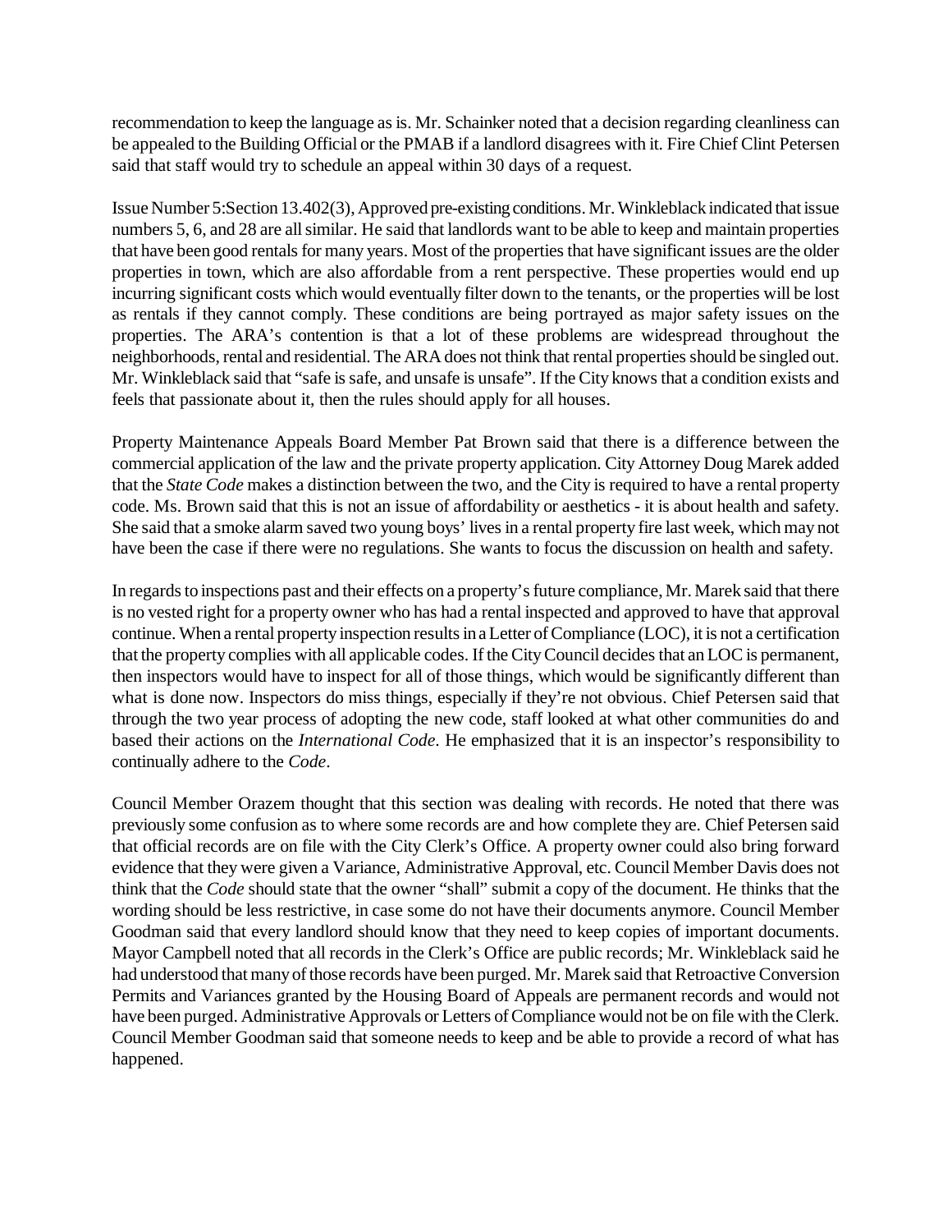recommendation to keep the language as is. Mr. Schainker noted that a decision regarding cleanliness can be appealed to the Building Official or the PMAB if a landlord disagrees with it. Fire Chief Clint Petersen said that staff would try to schedule an appeal within 30 days of a request.

Issue Number 5:Section 13.402(3), Approved pre-existing conditions. Mr. Winkleblack indicated that issue numbers 5, 6, and 28 are all similar. He said that landlords want to be able to keep and maintain properties that have been good rentals for many years. Most of the properties that have significant issues are the older properties in town, which are also affordable from a rent perspective. These properties would end up incurring significant costs which would eventually filter down to the tenants, or the properties will be lost as rentals if they cannot comply. These conditions are being portrayed as major safety issues on the properties. The ARA's contention is that a lot of these problems are widespread throughout the neighborhoods, rental and residential. The ARA does not think that rental properties should be singled out. Mr. Winkleblack said that "safe is safe, and unsafe is unsafe". If the City knows that a condition exists and feels that passionate about it, then the rules should apply for all houses.

Property Maintenance Appeals Board Member Pat Brown said that there is a difference between the commercial application of the law and the private property application. City Attorney Doug Marek added that the *State Code* makes a distinction between the two, and the City is required to have a rental property code. Ms. Brown said that this is not an issue of affordability or aesthetics - it is about health and safety. She said that a smoke alarm saved two young boys' lives in a rental property fire last week, which may not have been the case if there were no regulations. She wants to focus the discussion on health and safety.

In regards to inspections past and their effects on a property's future compliance, Mr. Marek said that there is no vested right for a property owner who has had a rental inspected and approved to have that approval continue. When a rental property inspection results in a Letter of Compliance (LOC), it is not a certification that the property complies with all applicable codes. If the City Council decides that an LOC is permanent, then inspectors would have to inspect for all of those things, which would be significantly different than what is done now. Inspectors do miss things, especially if they're not obvious. Chief Petersen said that through the two year process of adopting the new code, staff looked at what other communities do and based their actions on the *International Code*. He emphasized that it is an inspector's responsibility to continually adhere to the *Code*.

Council Member Orazem thought that this section was dealing with records. He noted that there was previously some confusion as to where some records are and how complete they are. Chief Petersen said that official records are on file with the City Clerk's Office. A property owner could also bring forward evidence that they were given a Variance, Administrative Approval, etc. Council Member Davis does not think that the *Code* should state that the owner "shall" submit a copy of the document. He thinks that the wording should be less restrictive, in case some do not have their documents anymore. Council Member Goodman said that every landlord should know that they need to keep copies of important documents. Mayor Campbell noted that all records in the Clerk's Office are public records; Mr. Winkleblack said he had understood that many of those records have been purged. Mr. Marek said that Retroactive Conversion Permits and Variances granted by the Housing Board of Appeals are permanent records and would not have been purged. Administrative Approvals or Letters of Compliance would not be on file with the Clerk. Council Member Goodman said that someone needs to keep and be able to provide a record of what has happened.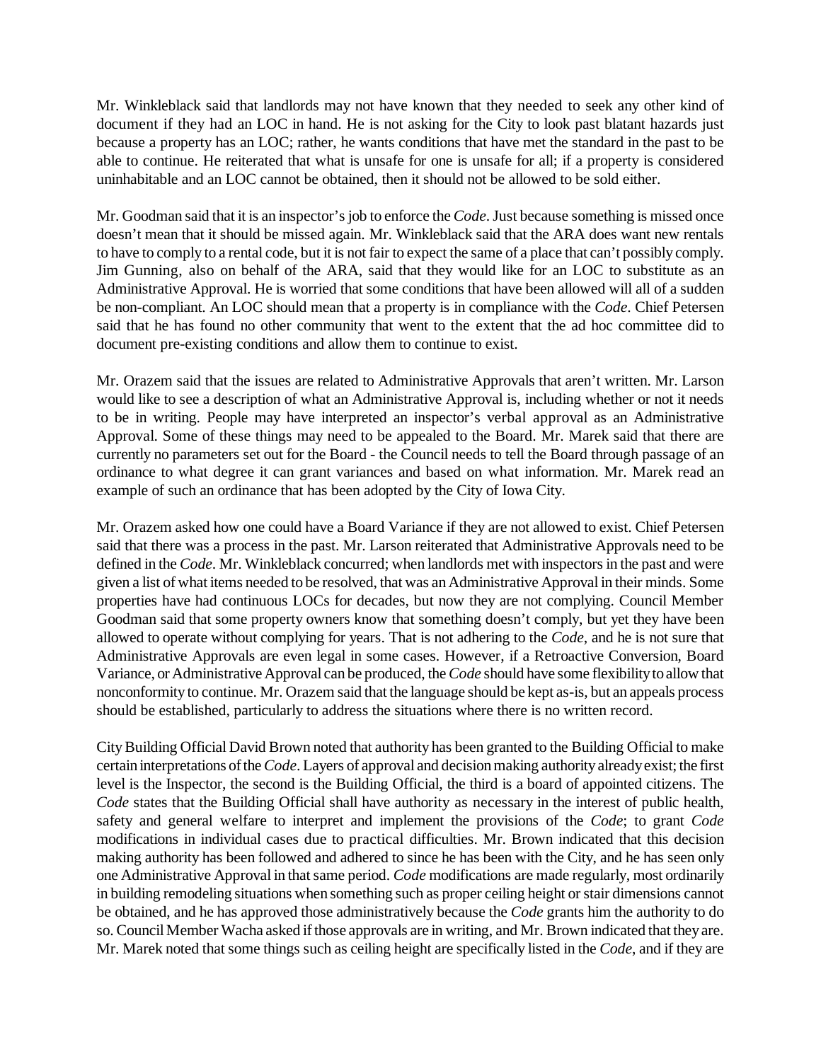Mr. Winkleblack said that landlords may not have known that they needed to seek any other kind of document if they had an LOC in hand. He is not asking for the City to look past blatant hazards just because a property has an LOC; rather, he wants conditions that have met the standard in the past to be able to continue. He reiterated that what is unsafe for one is unsafe for all; if a property is considered uninhabitable and an LOC cannot be obtained, then it should not be allowed to be sold either.

Mr. Goodman said that it is an inspector's job to enforce the *Code*. Just because something is missed once doesn't mean that it should be missed again. Mr. Winkleblack said that the ARA does want new rentals to have to comply to a rental code, but it is not fair to expect the same of a place that can't possibly comply. Jim Gunning, also on behalf of the ARA, said that they would like for an LOC to substitute as an Administrative Approval. He is worried that some conditions that have been allowed will all of a sudden be non-compliant. An LOC should mean that a property is in compliance with the *Code*. Chief Petersen said that he has found no other community that went to the extent that the ad hoc committee did to document pre-existing conditions and allow them to continue to exist.

Mr. Orazem said that the issues are related to Administrative Approvals that aren't written. Mr. Larson would like to see a description of what an Administrative Approval is, including whether or not it needs to be in writing. People may have interpreted an inspector's verbal approval as an Administrative Approval. Some of these things may need to be appealed to the Board. Mr. Marek said that there are currently no parameters set out for the Board - the Council needs to tell the Board through passage of an ordinance to what degree it can grant variances and based on what information. Mr. Marek read an example of such an ordinance that has been adopted by the City of Iowa City.

Mr. Orazem asked how one could have a Board Variance if they are not allowed to exist. Chief Petersen said that there was a process in the past. Mr. Larson reiterated that Administrative Approvals need to be defined in the *Code*. Mr. Winkleblack concurred; when landlords met with inspectors in the past and were given a list of what items needed to be resolved, that was an Administrative Approval in their minds. Some properties have had continuous LOCs for decades, but now they are not complying. Council Member Goodman said that some property owners know that something doesn't comply, but yet they have been allowed to operate without complying for years. That is not adhering to the *Code*, and he is not sure that Administrative Approvals are even legal in some cases. However, if a Retroactive Conversion, Board Variance, or Administrative Approval can be produced, the *Code* should have some flexibility to allow that nonconformity to continue. Mr. Orazem said that the language should be kept as-is, but an appeals process should be established, particularly to address the situations where there is no written record.

City Building Official David Brown noted that authority has been granted to the Building Official to make certain interpretations of the *Code*. Layers of approval and decision making authority already exist; the first level is the Inspector, the second is the Building Official, the third is a board of appointed citizens. The *Code* states that the Building Official shall have authority as necessary in the interest of public health, safety and general welfare to interpret and implement the provisions of the *Code*; to grant *Code* modifications in individual cases due to practical difficulties. Mr. Brown indicated that this decision making authority has been followed and adhered to since he has been with the City, and he has seen only one Administrative Approval in that same period. *Code* modifications are made regularly, most ordinarily in building remodeling situations when something such as proper ceiling height or stair dimensions cannot be obtained, and he has approved those administratively because the *Code* grants him the authority to do so. Council Member Wacha asked if those approvals are in writing, and Mr. Brown indicated that they are. Mr. Marek noted that some things such as ceiling height are specifically listed in the *Code*, and if they are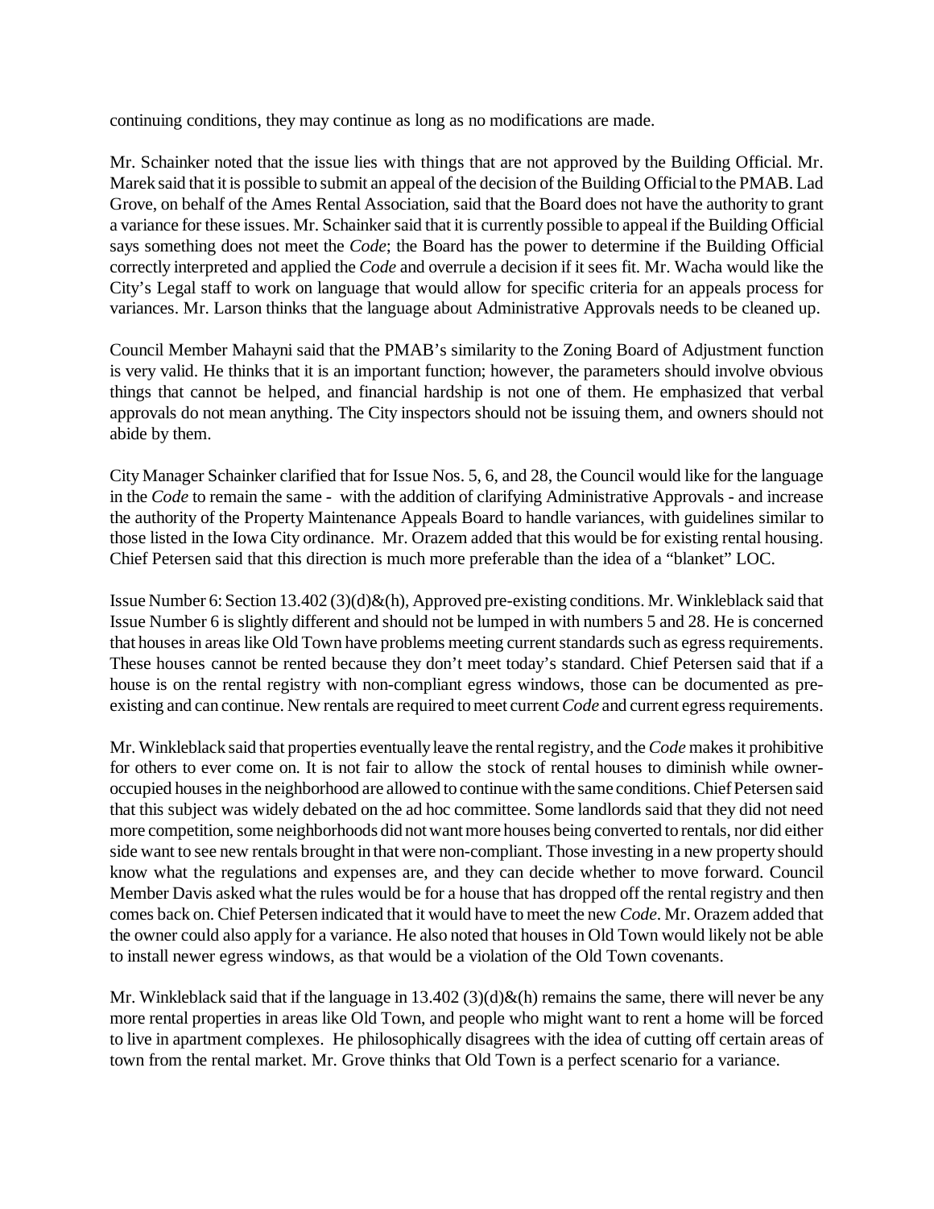continuing conditions, they may continue as long as no modifications are made.

Mr. Schainker noted that the issue lies with things that are not approved by the Building Official. Mr. Marek said that it is possible to submit an appeal of the decision of the Building Official to the PMAB. Lad Grove, on behalf of the Ames Rental Association, said that the Board does not have the authority to grant a variance for these issues. Mr. Schainker said that it is currently possible to appeal if the Building Official says something does not meet the *Code*; the Board has the power to determine if the Building Official correctly interpreted and applied the *Code* and overrule a decision if it sees fit. Mr. Wacha would like the City's Legal staff to work on language that would allow for specific criteria for an appeals process for variances. Mr. Larson thinks that the language about Administrative Approvals needs to be cleaned up.

Council Member Mahayni said that the PMAB's similarity to the Zoning Board of Adjustment function is very valid. He thinks that it is an important function; however, the parameters should involve obvious things that cannot be helped, and financial hardship is not one of them. He emphasized that verbal approvals do not mean anything. The City inspectors should not be issuing them, and owners should not abide by them.

City Manager Schainker clarified that for Issue Nos. 5, 6, and 28, the Council would like for the language in the *Code* to remain the same - with the addition of clarifying Administrative Approvals - and increase the authority of the Property Maintenance Appeals Board to handle variances, with guidelines similar to those listed in the Iowa City ordinance. Mr. Orazem added that this would be for existing rental housing. Chief Petersen said that this direction is much more preferable than the idea of a "blanket" LOC.

Issue Number 6: Section 13.402 (3)(d)&(h), Approved pre-existing conditions. Mr. Winkleblack said that Issue Number 6 is slightly different and should not be lumped in with numbers 5 and 28. He is concerned that houses in areas like Old Town have problems meeting current standards such as egress requirements. These houses cannot be rented because they don't meet today's standard. Chief Petersen said that if a house is on the rental registry with non-compliant egress windows, those can be documented as pre-existing and can continue. New rentals are required to meet current *Code* and current egress requirements.

Mr. Winkleblack said that properties eventually leave the rental registry, and the *Code* makes it prohibitive for others to ever come on. It is not fair to allow the stock of rental houses to diminish while owner-occupied houses in the neighborhood are allowed to continue with the same conditions. Chief Petersen said that this subject was widely debated on the ad hoc committee. Some landlords said that they did not need more competition, some neighborhoods did not want more houses being converted to rentals, nor did either side want to see new rentals brought in that were non-compliant. Those investing in a new property should know what the regulations and expenses are, and they can decide whether to move forward. Council Member Davis asked what the rules would be for a house that has dropped off the rental registry and then comes back on. Chief Petersen indicated that it would have to meet the new *Code*. Mr. Orazem added that the owner could also apply for a variance. He also noted that houses in Old Town would likely not be able to install newer egress windows, as that would be a violation of the Old Town covenants.

Mr. Winkleblack said that if the language in 13.402 (3)(d)&(h) remains the same, there will never be any more rental properties in areas like Old Town, and people who might want to rent a home will be forced to live in apartment complexes. He philosophically disagrees with the idea of cutting off certain areas of town from the rental market. Mr. Grove thinks that Old Town is a perfect scenario for a variance.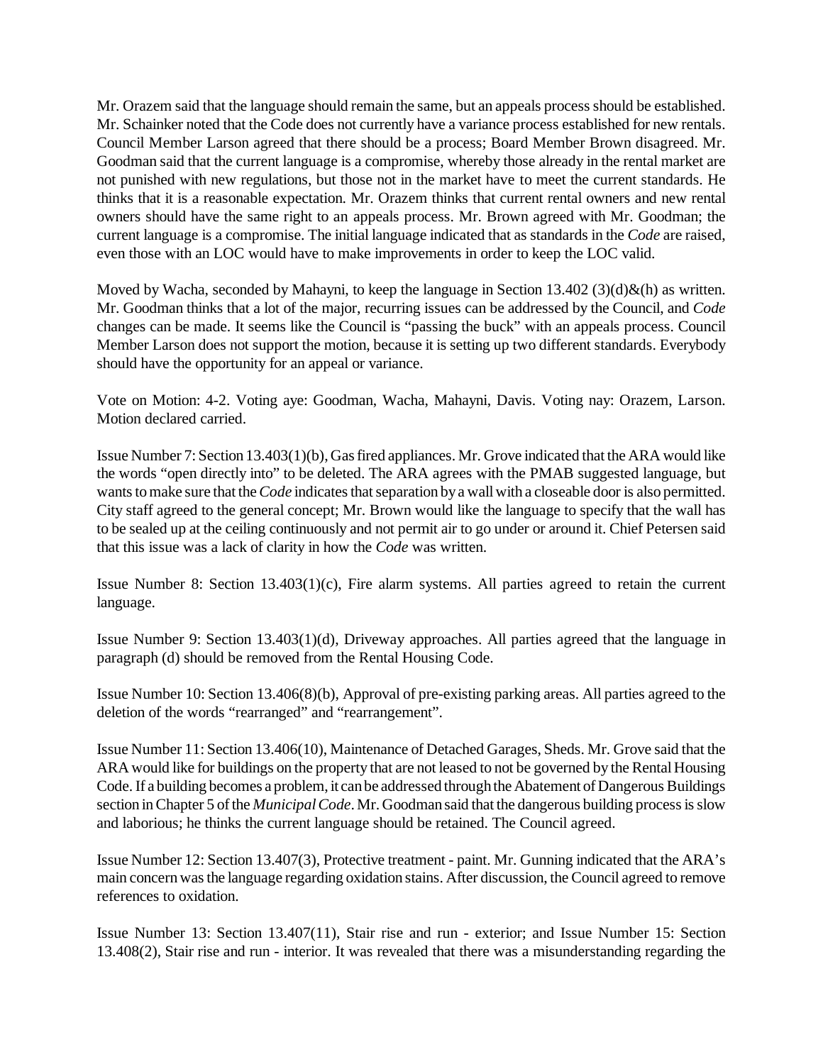Mr. Orazem said that the language should remain the same, but an appeals process should be established. Mr. Schainker noted that the Code does not currently have a variance process established for new rentals. Council Member Larson agreed that there should be a process; Board Member Brown disagreed. Mr. Goodman said that the current language is a compromise, whereby those already in the rental market are not punished with new regulations, but those not in the market have to meet the current standards. He thinks that it is a reasonable expectation. Mr. Orazem thinks that current rental owners and new rental owners should have the same right to an appeals process. Mr. Brown agreed with Mr. Goodman; the current language is a compromise. The initial language indicated that as standards in the *Code* are raised, even those with an LOC would have to make improvements in order to keep the LOC valid.

Moved by Wacha, seconded by Mahayni, to keep the language in Section 13.402 (3)(d)&(h) as written. Mr. Goodman thinks that a lot of the major, recurring issues can be addressed by the Council, and *Code* changes can be made. It seems like the Council is "passing the buck" with an appeals process. Council Member Larson does not support the motion, because it is setting up two different standards. Everybody should have the opportunity for an appeal or variance.

Vote on Motion: 4-2. Voting aye: Goodman, Wacha, Mahayni, Davis. Voting nay: Orazem, Larson. Motion declared carried.

Issue Number 7: Section 13.403(1)(b), Gas fired appliances. Mr. Grove indicated that the ARA would like the words "open directly into" to be deleted. The ARA agrees with the PMAB suggested language, but wants to make sure that the *Code* indicates that separation by a wall with a closeable door is also permitted. City staff agreed to the general concept; Mr. Brown would like the language to specify that the wall has to be sealed up at the ceiling continuously and not permit air to go under or around it. Chief Petersen said that this issue was a lack of clarity in how the *Code* was written.

Issue Number 8: Section 13.403(1)(c), Fire alarm systems. All parties agreed to retain the current language.

Issue Number 9: Section 13.403(1)(d), Driveway approaches. All parties agreed that the language in paragraph (d) should be removed from the Rental Housing Code.

Issue Number 10: Section 13.406(8)(b), Approval of pre-existing parking areas. All parties agreed to the deletion of the words "rearranged" and "rearrangement".

Issue Number 11: Section 13.406(10), Maintenance of Detached Garages, Sheds. Mr. Grove said that the ARA would like for buildings on the property that are not leased to not be governed by the Rental Housing Code. If a building becomes a problem, it can be addressed through the Abatement of Dangerous Buildings section in Chapter 5 of the *Municipal Code*. Mr. Goodman said that the dangerous building process is slow and laborious; he thinks the current language should be retained. The Council agreed.

Issue Number 12: Section 13.407(3), Protective treatment - paint. Mr. Gunning indicated that the ARA's main concern was the language regarding oxidation stains. After discussion, the Council agreed to remove references to oxidation.

Issue Number 13: Section 13.407(11), Stair rise and run - exterior; and Issue Number 15: Section 13.408(2), Stair rise and run - interior. It was revealed that there was a misunderstanding regarding the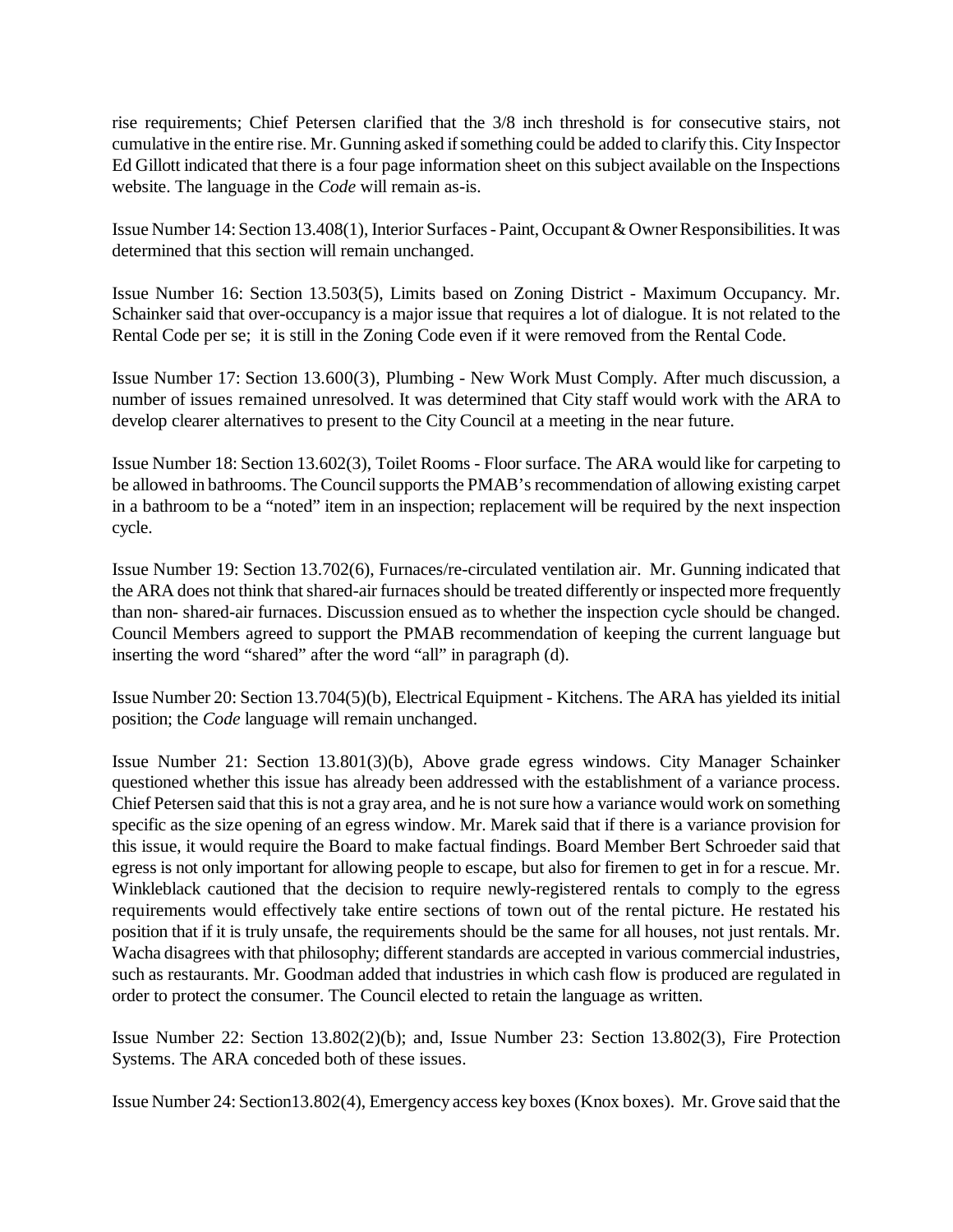rise requirements; Chief Petersen clarified that the 3/8 inch threshold is for consecutive stairs, not cumulative in the entire rise. Mr. Gunning asked if something could be added to clarify this. City Inspector Ed Gillott indicated that there is a four page information sheet on this subject available on the Inspections website. The language in the *Code* will remain as-is.

Issue Number 14: Section 13.408(1), Interior Surfaces - Paint, Occupant & Owner Responsibilities. It was determined that this section will remain unchanged.

Issue Number 16: Section 13.503(5), Limits based on Zoning District - Maximum Occupancy. Mr. Schainker said that over-occupancy is a major issue that requires a lot of dialogue. It is not related to the Rental Code per se; it is still in the Zoning Code even if it were removed from the Rental Code.

Issue Number 17: Section 13.600(3), Plumbing - New Work Must Comply. After much discussion, a number of issues remained unresolved. It was determined that City staff would work with the ARA to develop clearer alternatives to present to the City Council at a meeting in the near future.

Issue Number 18: Section 13.602(3), Toilet Rooms - Floor surface. The ARA would like for carpeting to be allowed in bathrooms. The Council supports the PMAB's recommendation of allowing existing carpet in a bathroom to be a "noted" item in an inspection; replacement will be required by the next inspection cycle.

Issue Number 19: Section 13.702(6), Furnaces/re-circulated ventilation air. Mr. Gunning indicated that the ARA does not think that shared-air furnaces should be treated differently or inspected more frequently than non- shared-air furnaces. Discussion ensued as to whether the inspection cycle should be changed. Council Members agreed to support the PMAB recommendation of keeping the current language but inserting the word "shared" after the word "all" in paragraph (d).

Issue Number 20: Section 13.704(5)(b), Electrical Equipment - Kitchens. The ARA has yielded its initial position; the *Code* language will remain unchanged.

Issue Number 21: Section 13.801(3)(b), Above grade egress windows. City Manager Schainker questioned whether this issue has already been addressed with the establishment of a variance process. Chief Petersen said that this is not a gray area, and he is not sure how a variance would work on something specific as the size opening of an egress window. Mr. Marek said that if there is a variance provision for this issue, it would require the Board to make factual findings. Board Member Bert Schroeder said that egress is not only important for allowing people to escape, but also for firemen to get in for a rescue. Mr. Winkleblack cautioned that the decision to require newly-registered rentals to comply to the egress requirements would effectively take entire sections of town out of the rental picture. He restated his position that if it is truly unsafe, the requirements should be the same for all houses, not just rentals. Mr. Wacha disagrees with that philosophy; different standards are accepted in various commercial industries, such as restaurants. Mr. Goodman added that industries in which cash flow is produced are regulated in order to protect the consumer. The Council elected to retain the language as written.

Issue Number 22: Section 13.802(2)(b); and, Issue Number 23: Section 13.802(3), Fire Protection Systems. The ARA conceded both of these issues.

Issue Number 24: Section13.802(4), Emergency access key boxes (Knox boxes). Mr. Grove said that the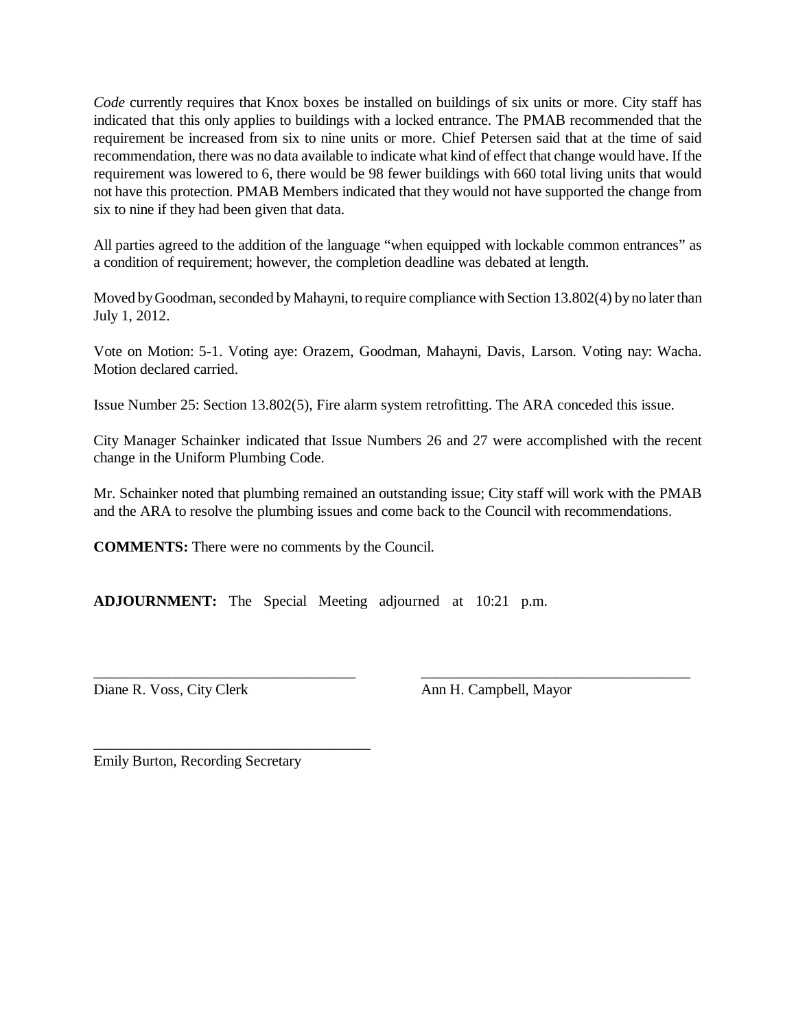*Code* currently requires that Knox boxes be installed on buildings of six units or more. City staff has indicated that this only applies to buildings with a locked entrance. The PMAB recommended that the requirement be increased from six to nine units or more. Chief Petersen said that at the time of said recommendation, there was no data available to indicate what kind of effect that change would have. If the requirement was lowered to 6, there would be 98 fewer buildings with 660 total living units that would not have this protection. PMAB Members indicated that they would not have supported the change from six to nine if they had been given that data.

All parties agreed to the addition of the language "when equipped with lockable common entrances" as a condition of requirement; however, the completion deadline was debated at length.

Moved by Goodman, seconded by Mahayni, to require compliance with Section 13.802(4) by no later than July 1, 2012.

Vote on Motion: 5-1. Voting aye: Orazem, Goodman, Mahayni, Davis, Larson. Voting nay: Wacha. Motion declared carried.

Issue Number 25: Section 13.802(5), Fire alarm system retrofitting. The ARA conceded this issue.

City Manager Schainker indicated that Issue Numbers 26 and 27 were accomplished with the recent change in the Uniform Plumbing Code.

Mr. Schainker noted that plumbing remained an outstanding issue; City staff will work with the PMAB and the ARA to resolve the plumbing issues and come back to the Council with recommendations.

**COMMENTS:** There were no comments by the Council.

**ADJOURNMENT:** The Special Meeting adjourned at 10:21 p.m.

\_\_\_\_\_\_\_\_\_\_\_\_\_\_\_\_\_\_\_\_\_\_\_\_\_\_\_\_\_\_\_\_\_\_\_\_
Diane R. Voss, City Clerk

\_\_\_\_\_\_\_\_\_\_\_\_\_\_\_\_\_\_\_\_\_\_\_\_\_\_\_\_\_\_\_\_\_\_\_\_
Ann H. Campbell, Mayor

\_\_\_\_\_\_\_\_\_\_\_\_\_\_\_\_\_\_\_\_\_\_\_\_\_\_\_\_\_\_\_\_\_\_\_\_
Emily Burton, Recording Secretary